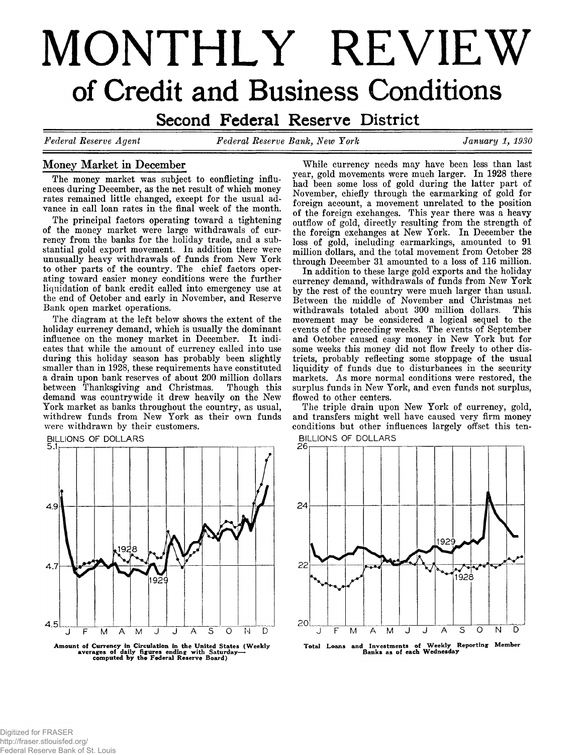# MONTHLY REVIEW

## of Credit and Business Conditions

### Second Federal Reserve District

*Federal Reserve Agent* — *Federal Reserve Bank, New York* — *January 1, 1930*

## Money Market in December

The money market was subject to conflicting influences during December, as the net result of which money rates remained little changed, except for the usual advance in call loan rates in the final week of the month.

The principal factors operating toward a tightening of the money market were large withdrawals of currency from the banks for the holiday trade, and a substantial gold export movement. In addition there were unusually heavy withdrawals of funds from New York to other parts of the country. The chief factors operating toward easier money conditions were the further liquidation of bank credit called into emergency use at the end of October and early in November, and Reserve Bank open market operations.

The diagram at the left below shows the extent of the holiday currency demand, which is usually the dominant influence on the money market in December. It indicates that while the amount of currency called into use during this holiday season has probably been slightly smaller than in 1928, these requirements have constituted a drain upon bank reserves of about 200 million dollars between Thanksgiving and Christmas. Though this demand was countrywide it drew heavily on the New York market as banks throughout the country, as usual, withdrew funds from New York as their own funds were withdrawn by their customers.

While currency needs may have been less than last year, gold movements were much larger. In 1928 there had been some loss of gold during the latter part of November, chiefly through the earmarking of gold for foreign account, a movement unrelated to the position of the foreign exchanges. This year there was a heavy outflow of gold, directly resulting from the strength of the foreign exchanges at New York. In December the loss of gold, including earmarkings, amounted to 91 million dollars, and the total movement from October 28 through December 31 amounted to a loss of 116 million.

In addition to these large gold exports and the holiday currency demand, withdrawals of funds from New York by the rest of the country were much larger than usual. Between the middle of November and Christmas net withdrawals totaled about 300 million dollars. This movement may be considered a logical sequel to the events of the preceding weeks. The events of September and October caused easy money in New York but for some weeks this money did not flow freely to other districts, probably reflecting some stoppage of the usual liquidity of funds due to disturbances in the security markets. As more normal conditions were restored, the surplus funds in New York, and even funds not surplus, flowed to other centers.

The triple drain upon New York of currency, gold, and transfers might well have caused very firm money conditions but other influences largely offset this ten-

**Amount of Currency in Circulation in the United States (Weekly averages of daily figures ending with Saturday—computed by the Federal Reserve Board)**

**Total Loans and Investments of Weekly Reporting Member Banks as of each Wednesday**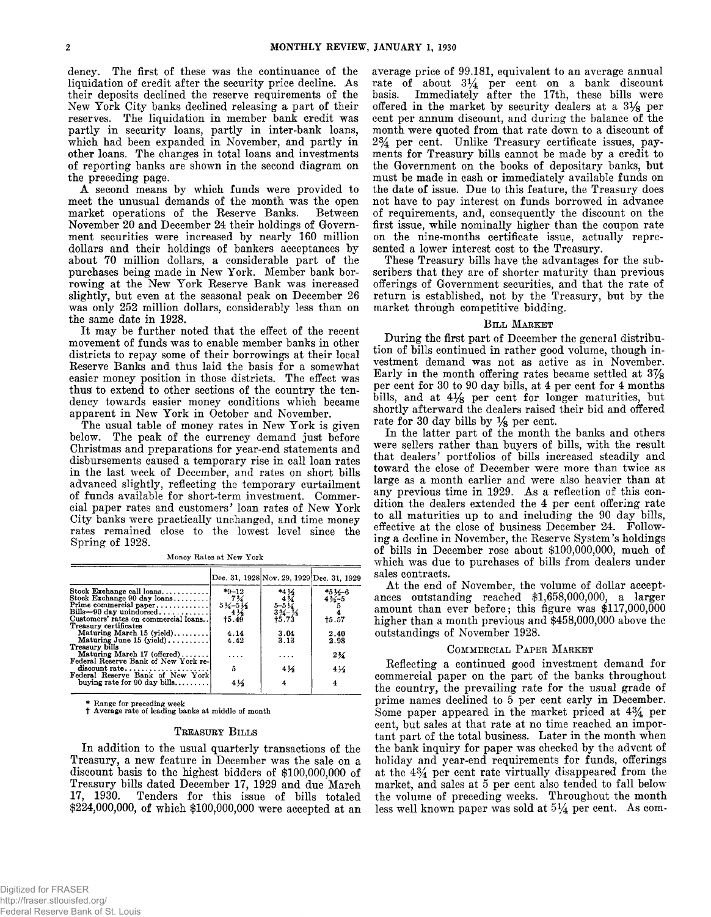dency. The first of these was the continuance of the liquidation of credit after the security price decline. As their deposits declined the reserve requirements of the New York City banks declined releasing a part of their reserves. The liquidation in member bank credit was partly in security loans, partly in inter-bank loans, which had been expanded in November, and partly in other loans. The changes in total loans and investments of reporting banks are shown in the second diagram on the preceding page.

A second means by which funds were provided to meet the unusual demands of the month was the open market operations of the Reserve Banks. Between November 20 and December 24 their holdings of Government securities were increased by nearly 160 million dollars and their holdings of bankers acceptances by about 70 million dollars, a considerable part of the purchases being made in New York. Member bank borrowing at the New York Reserve Bank was increased slightly, but even at the seasonal peak on December 26 was only 252 million dollars, considerably less than on the same date in 1928.

It may be further noted that the effect of the recent movement of funds was to enable member banks in other districts to repay some of their borrowings at their local Reserve Banks and thus laid the basis for a somewhat easier money position in those districts. The effect was thus to extend to other sections of the country the tendency towards easier money conditions which became apparent in New York in October and November.

The usual table of money rates in New York is given below. The peak of the currency demand just before Christmas and preparations for year-end statements and disbursements caused a temporary rise in call loan rates in the last week of December, and rates on short bills advanced slightly, reflecting the temporary curtailment of funds available for short-term investment. Commercial paper rates and customers' loan rates of New York City banks were practically unchanged, and time money rates remained close to the lowest level since the Spring of 1928.

Money Rates at New York

| | Dec. 31, 1928 | Nov. 29, 1929 | Dec. 31, 1929 |
|---|---|---|---|
| Stock Exchange call loans | *9–12 | *4½ | *5½–6 |
| Stock Exchange 90 day loans | 7¾ | 4¾ | 4¾–5 |
| Prime commercial paper | 5¼–5½ | 5–5¼ | 5 |
| Bills—90 day unindorsed | 4½ | 3¾–⅞ | 4 |
| Customers' rates on commercial loans | †5.49 | †5.73 | †5.57 |
| Treasury certificates | | | |
| Maturing March 15 (yield) | 4.14 | 3.04 | 2.40 |
| Maturing June 15 (yield) | 4.42 | 3.13 | 2.98 |
| Treasury bills | | | |
| Maturing March 17 (offered) | .... | .... | 2¾ |
| Federal Reserve Bank of New York rediscount rate | 5 | 4½ | 4½ |
| Federal Reserve Bank of New York buying rate for 90 day bills | 4½ | 4 | 4 |

\* Range for preceding week
† Average rate of leading banks at middle of month

## Treasury Bills

In addition to the usual quarterly transactions of the Treasury, a new feature in December was the sale on a discount basis to the highest bidders of $100,000,000 of Treasury bills dated December 17, 1929 and due March 17, 1930. Tenders for this issue of bills totaled $224,000,000, of which $100,000,000 were accepted at an average price of 99.181, equivalent to an average annual rate of about 3¼ per cent on a bank discount basis. Immediately after the 17th, these bills were offered in the market by security dealers at a 3⅛ per cent per annum discount, and during the balance of the month were quoted from that rate down to a discount of 2¾ per cent. Unlike Treasury certificate issues, payments for Treasury bills cannot be made by a credit to the Government on the books of depositary banks, but must be made in cash or immediately available funds on the date of issue. Due to this feature, the Treasury does not have to pay interest on funds borrowed in advance of requirements, and, consequently the discount on the first issue, while nominally higher than the coupon rate on the nine-months certificate issue, actually represented a lower interest cost to the Treasury.

These Treasury bills have the advantages for the subscribers that they are of shorter maturity than previous offerings of Government securities, and that the rate of return is established, not by the Treasury, but by the market through competitive bidding.

## Bill Market

During the first part of December the general distribution of bills continued in rather good volume, though investment demand was not as active as in November. Early in the month offering rates became settled at 3⅞ per cent for 30 to 90 day bills, at 4 per cent for 4 months bills, and at 4⅛ per cent for longer maturities, but shortly afterward the dealers raised their bid and offered rate for 30 day bills by ⅛ per cent.

In the latter part of the month the banks and others were sellers rather than buyers of bills, with the result that dealers' portfolios of bills increased steadily and toward the close of December were more than twice as large as a month earlier and were also heavier than at any previous time in 1929. As a reflection of this condition the dealers extended the 4 per cent offering rate to all maturities up to and including the 90 day bills, effective at the close of business December 24. Following a decline in November, the Reserve System's holdings of bills in December rose about $100,000,000, much of which was due to purchases of bills from dealers under sales contracts.

At the end of November, the volume of dollar acceptances outstanding reached $1,658,000,000, a larger amount than ever before; this figure was $117,000,000 higher than a month previous and $458,000,000 above the outstandings of November 1928.

## Commercial Paper Market

Reflecting a continued good investment demand for commercial paper on the part of the banks throughout the country, the prevailing rate for the usual grade of prime names declined to 5 per cent early in December. Some paper appeared in the market priced at 4¾ per cent, but sales at that rate at no time reached an important part of the total business. Later in the month when the bank inquiry for paper was checked by the advent of holiday and year-end requirements for funds, offerings at the 4¾ per cent rate virtually disappeared from the market, and sales at 5 per cent also tended to fall below the volume of preceding weeks. Throughout the month less well known paper was sold at 5¼ per cent. As com-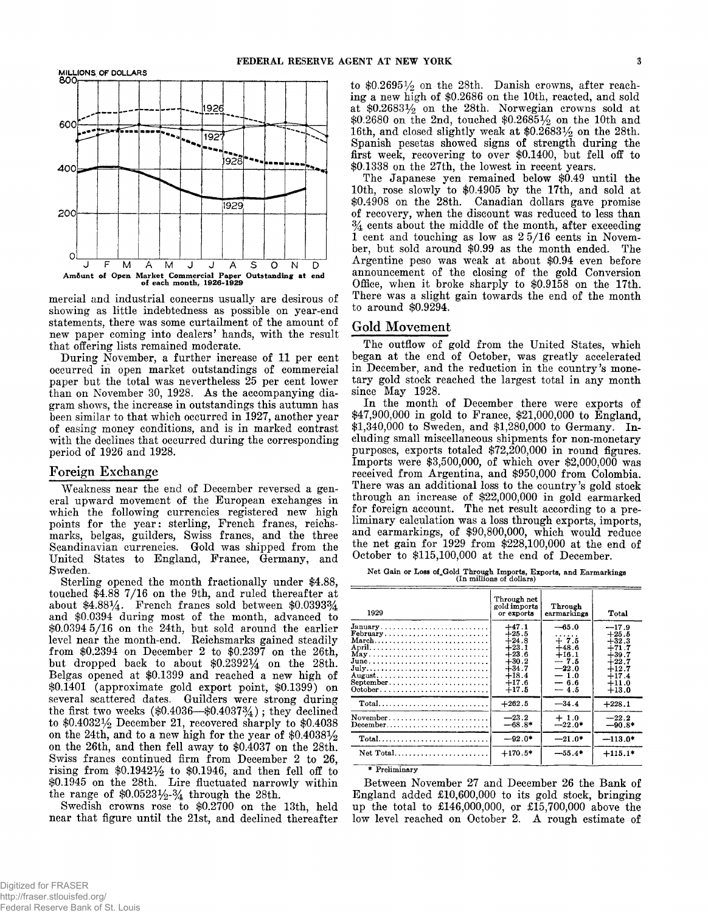Amount of Open Market Commercial Paper Outstanding at end of each month, 1926-1929

mercial and industrial concerns usually are desirous of showing as little indebtedness as possible on year-end statements, there was some curtailment of the amount of new paper coming into dealers' hands, with the result that offering lists remained moderate.

During November, a further increase of 11 per cent occurred in open market outstandings of commercial paper but the total was nevertheless 25 per cent lower than on November 30, 1928. As the accompanying diagram shows, the increase in outstandings this autumn has been similar to that which occurred in 1927, another year of easing money conditions, and is in marked contrast with the declines that occurred during the corresponding period of 1926 and 1928.

## Foreign Exchange

Weakness near the end of December reversed a general upward movement of the European exchanges in which the following currencies registered new high points for the year: sterling, French francs, reichsmarks, belgas, guilders, Swiss francs, and the three Scandinavian currencies. Gold was shipped from the United States to England, France, Germany, and Sweden.

Sterling opened the month fractionally under $4.88, touched $4.88 7/16 on the 9th, and ruled thereafter at about $4.88¼. French francs sold between $0.0393¾ and $0.0394 during most of the month, advanced to $0.0394 5/16 on the 24th, but sold around the earlier level near the month-end. Reichsmarks gained steadily from $0.2394 on December 2 to $0.2397 on the 26th, but dropped back to about $0.2392¼ on the 28th. Belgas opened at $0.1399 and reached a new high of $0.1401 (approximate gold export point, $0.1399) on several scattered dates. Guilders were strong during the first two weeks ($0.4036—$0.4037¾); they declined to $0.4032½ December 21, recovered sharply to $0.4038 on the 24th, and to a new high for the year of $0.4038½ on the 26th, and then fell away to $0.4037 on the 28th. Swiss francs continued firm from December 2 to 26, rising from $0.1942½ to $0.1946, and then fell off to $0.1945 on the 28th. Lire fluctuated narrowly within the range of $0.0523½-¾ through the 28th.

Swedish crowns rose to $0.2700 on the 13th, held near that figure until the 21st, and declined thereafter to $0.2695½ on the 28th. Danish crowns, after reaching a new high of $0.2686 on the 10th, reacted, and sold at $0.2683½ on the 28th. Norwegian crowns sold at $0.2680 on the 2nd, touched $0.2685½ on the 10th and 16th, and closed slightly weak at $0.2683½ on the 28th. Spanish pesetas showed signs of strength during the first week, recovering to over $0.1400, but fell off to $0.1338 on the 27th, the lowest in recent years.

The Japanese yen remained below $0.49 until the 10th, rose slowly to $0.4905 by the 17th, and sold at $0.4908 on the 28th. Canadian dollars gave promise of recovery, when the discount was reduced to less than ¾ cents about the middle of the month, after exceeding 1 cent and touching as low as 2 5/16 cents in November, but sold around $0.99 as the month ended. The Argentine peso was weak at about $0.94 even before announcement of the closing of the gold Conversion Office, when it broke sharply to $0.9158 on the 17th. There was a slight gain towards the end of the month to around $0.9294.

## Gold Movement

The outflow of gold from the United States, which began at the end of October, was greatly accelerated in December, and the reduction in the country's monetary gold stock reached the largest total in any month since May 1928.

In the month of December there were exports of $47,900,000 in gold to France, $21,000,000 to England, $1,340,000 to Sweden, and $1,280,000 to Germany. Including small miscellaneous shipments for non-monetary purposes, exports totaled $72,200,000 in round figures. Imports were $3,500,000, of which over $2,000,000 was received from Argentina, and $950,000 from Colombia. There was an additional loss to the country's gold stock through an increase of $22,000,000 in gold earmarked for foreign account. The net result according to a preliminary calculation was a loss through exports, imports, and earmarkings, of $90,800,000, which would reduce the net gain for 1929 from $228,100,000 at the end of October to $115,100,000 at the end of December.

Net Gain or Loss of Gold Through Imports, Exports, and Earmarkings (In millions of dollars)

| 1929 | Through net gold imports or exports | Through earmarkings | Total |
|---|---|---|---|
| January | +47.1 | —65.0 | —17.9 |
| February | +25.5 | ...... | +25.5 |
| March | +24.8 | + 7.5 | +32.3 |
| April | +23.1 | +48.6 | +71.7 |
| May | +23.6 | +16.1 | +39.7 |
| June | +30.2 | — 7.5 | +22.7 |
| July | +34.7 | —22.0 | +12.7 |
| August | +18.4 | — 1.0 | +17.4 |
| September | +17.6 | — 6.6 | +11.0 |
| October | +17.5 | — 4.5 | +13.0 |
| Total | +262.5 | —34.4 | +228.1 |
| November | —23.2 | + 1.0 | —22.2 |
| December | —68.8* | —22.0* | —90.8* |
| Total | —92.0* | —21.0* | —113.0* |
| Net Total | +170.5* | —55.4* | +115.1* |

\* Preliminary

Between November 27 and December 26 the Bank of England added £10,600,000 to its gold stock, bringing up the total to £146,000,000, or £15,700,000 above the low level reached on October 2. A rough estimate of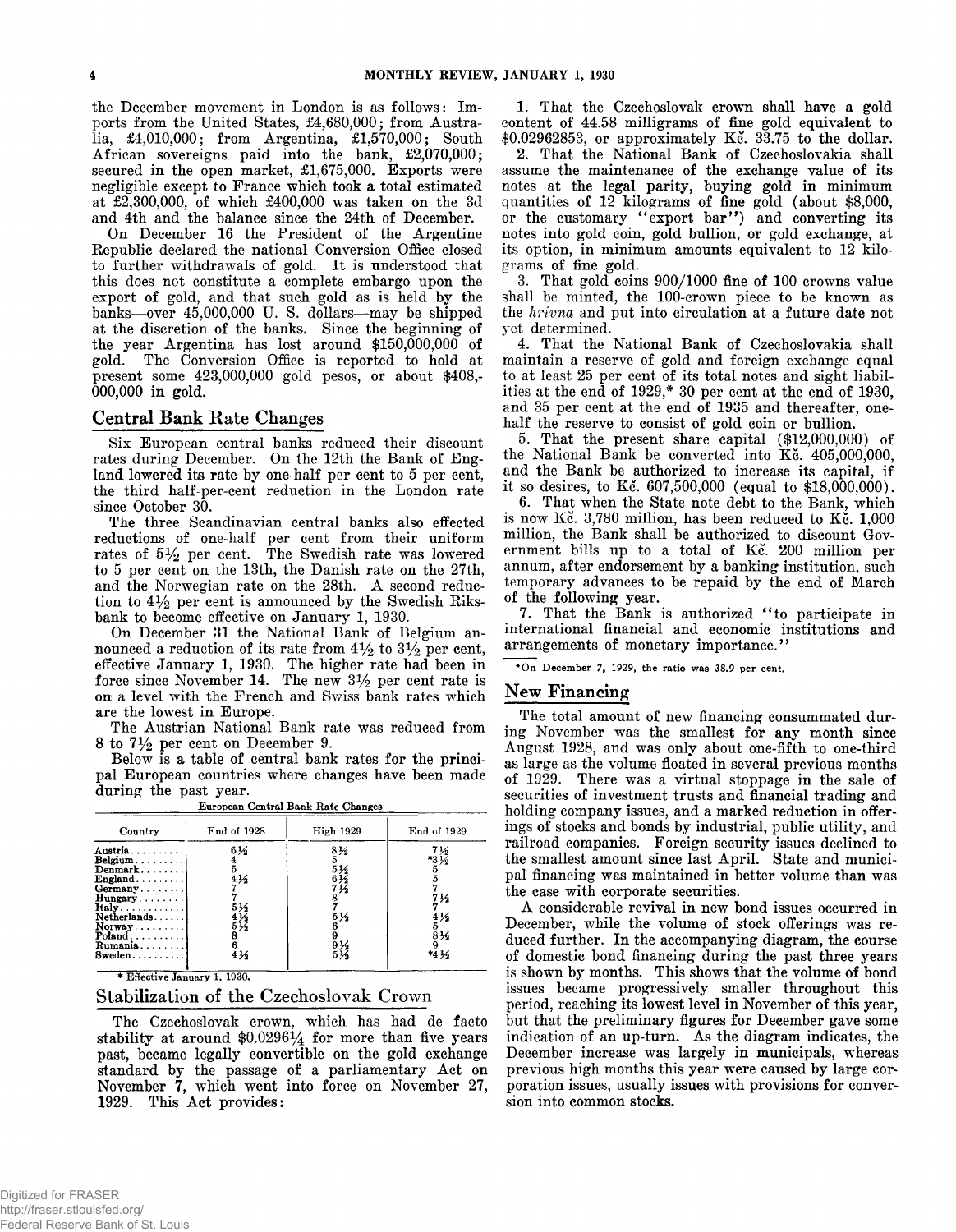the December movement in London is as follows: Imports from the United States, £4,680,000; from Australia, £4,010,000; from Argentina, £1,570,000; South African sovereigns paid into the bank, £2,070,000; secured in the open market, £1,675,000. Exports were negligible except to France which took a total estimated at £2,300,000, of which £400,000 was taken on the 3d and 4th and the balance since the 24th of December.

On December 16 the President of the Argentine Republic declared the national Conversion Office closed to further withdrawals of gold. It is understood that this does not constitute a complete embargo upon the export of gold, and that such gold as is held by the banks—over 45,000,000 U. S. dollars—may be shipped at the discretion of the banks. Since the beginning of the year Argentina has lost around $150,000,000 of gold. The Conversion Office is reported to hold at present some 423,000,000 gold pesos, or about $408,-000,000 in gold.

## Central Bank Rate Changes

Six European central banks reduced their discount rates during December. On the 12th the Bank of England lowered its rate by one-half per cent to 5 per cent, the third half-per-cent reduction in the London rate since October 30.

The three Scandinavian central banks also effected reductions of one-half per cent from their uniform rates of 5½ per cent. The Swedish rate was lowered to 5 per cent on the 13th, the Danish rate on the 27th, and the Norwegian rate on the 28th. A second reduction to 4½ per cent is announced by the Swedish Riksbank to become effective on January 1, 1930.

On December 31 the National Bank of Belgium announced a reduction of its rate from 4½ to 3½ per cent, effective January 1, 1930. The higher rate had been in force since November 14. The new 3½ per cent rate is on a level with the French and Swiss bank rates which are the lowest in Europe.

The Austrian National Bank rate was reduced from 8 to 7½ per cent on December 9.

Below is a table of central bank rates for the principal European countries where changes have been made during the past year.

European Central Bank Rate Changes

| Country | End of 1928 | High 1929 | End of 1929 |
|---|---|---|---|
| Austria | 6½ | 8½ | 7½ |
| Belgium | 4 | 5 | *3½ |
| Denmark | 5 | 5½ | 5 |
| England | 4½ | 6½ | 5 |
| Germany | 7 | 7½ | 7 |
| Hungary | 7 | 8 | 7½ |
| Italy | 5½ | 7 | 7 |
| Netherlands | 4½ | 5½ | 4½ |
| Norway | 5½ | 6 | 5 |
| Poland | 8 | 9 | 8½ |
| Rumania | 6 | 9½ | 9 |
| Sweden | 4½ | 5½ | *4½ |

* Effective January 1, 1930.

## Stabilization of the Czechoslovak Crown

The Czechoslovak crown, which has had de facto stability at around $0.0296¼ for more than five years past, became legally convertible on the gold exchange standard by the passage of a parliamentary Act on November 7, 1929, which went into force on November 27, 1929. This Act provides:

1. That the Czechoslovak crown shall have a gold content of 44.58 milligrams of fine gold equivalent to $0.02962853, or approximately Kč. 33.75 to the dollar.

2. That the National Bank of Czechoslovakia shall assume the maintenance of the exchange value of its notes at the legal parity, buying gold in minimum quantities of 12 kilograms of fine gold (about $8,000, or the customary "export bar") and converting its notes into gold coin, gold bullion, or gold exchange, at its option, in minimum amounts equivalent to 12 kilograms of fine gold.

3. That gold coins 900/1000 fine of 100 crowns value shall be minted, the 100-crown piece to be known as the *hrivna* and put into circulation at a future date not yet determined.

4. That the National Bank of Czechoslovakia shall maintain a reserve of gold and foreign exchange equal to at least 25 per cent of its total notes and sight liabilities at the end of 1929,* 30 per cent at the end of 1930, and 35 per cent at the end of 1935 and thereafter, one-half the reserve to consist of gold coin or bullion.

5. That the present share capital ($12,000,000) of the National Bank be converted into Kč. 405,000,000, and the Bank be authorized to increase its capital, if it so desires, to Kč. 607,500,000 (equal to $18,000,000).

6. That when the State note debt to the Bank, which is now Kč. 3,780 million, has been reduced to Kč. 1,000 million, the Bank shall be authorized to discount Government bills up to a total of Kč. 200 million per annum, after endorsement by a banking institution, such temporary advances to be repaid by the end of March of the following year.

7. That the Bank is authorized "to participate in international financial and economic institutions and arrangements of monetary importance."

*On December 7, 1929, the ratio was 38.9 per cent.

## New Financing

The total amount of new financing consummated during November was the smallest for any month since August 1928, and was only about one-fifth to one-third as large as the volume floated in several previous months of 1929. There was a virtual stoppage in the sale of securities of investment trusts and financial trading and holding company issues, and a marked reduction in offerings of stocks and bonds by industrial, public utility, and railroad companies. Foreign security issues declined to the smallest amount since last April. State and municipal financing was maintained in better volume than was the case with corporate securities.

A considerable revival in new bond issues occurred in December, while the volume of stock offerings was reduced further. In the accompanying diagram, the course of domestic bond financing during the past three years is shown by months. This shows that the volume of bond issues became progressively smaller throughout this period, reaching its lowest level in November of this year, but that the preliminary figures for December gave some indication of an up-turn. As the diagram indicates, the December increase was largely in municipals, whereas previous high months this year were caused by large corporation issues, usually issues with provisions for conversion into common stocks.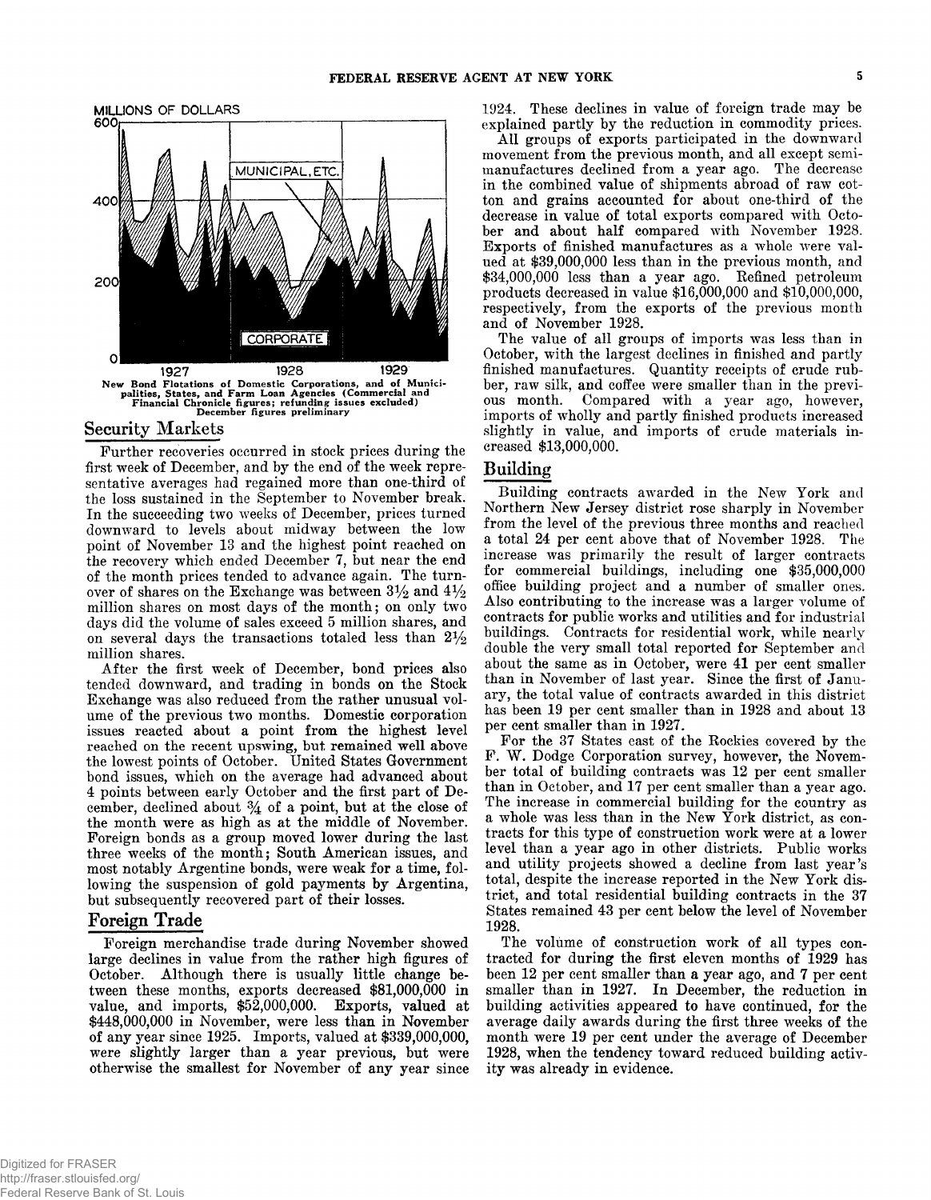MILLIONS OF DOLLARS

New Bond Flotations of Domestic Corporations, and of Municipalities, States, and Farm Loan Agencies (Commercial and Financial Chronicle figures; refunding issues excluded) December figures preliminary

## Security Markets

Further recoveries occurred in stock prices during the first week of December, and by the end of the week representative averages had regained more than one-third of the loss sustained in the September to November break. In the succeeding two weeks of December, prices turned downward to levels about midway between the low point of November 13 and the highest point reached on the recovery which ended December 7, but near the end of the month prices tended to advance again. The turnover of shares on the Exchange was between 3½ and 4½ million shares on most days of the month; on only two days did the volume of sales exceed 5 million shares, and on several days the transactions totaled less than 2½ million shares.

After the first week of December, bond prices also tended downward, and trading in bonds on the Stock Exchange was also reduced from the rather unusual volume of the previous two months. Domestic corporation issues reacted about a point from the highest level reached on the recent upswing, but remained well above the lowest points of October. United States Government bond issues, which on the average had advanced about 4 points between early October and the first part of December, declined about ¾ of a point, but at the close of the month were as high as at the middle of November. Foreign bonds as a group moved lower during the last three weeks of the month; South American issues, and most notably Argentine bonds, were weak for a time, following the suspension of gold payments by Argentina, but subsequently recovered part of their losses.

## Foreign Trade

Foreign merchandise trade during November showed large declines in value from the rather high figures of October. Although there is usually little change between these months, exports decreased $81,000,000 in value, and imports, $52,000,000. Exports, valued at $448,000,000 in November, were less than in November of any year since 1925. Imports, valued at $339,000,000, were slightly larger than a year previous, but were otherwise the smallest for November of any year since 1924. These declines in value of foreign trade may be explained partly by the reduction in commodity prices.

All groups of exports participated in the downward movement from the previous month, and all except semi-manufactures declined from a year ago. The decrease in the combined value of shipments abroad of raw cotton and grains accounted for about one-third of the decrease in value of total exports compared with October and about half compared with November 1928. Exports of finished manufactures as a whole were valued at $39,000,000 less than in the previous month, and $34,000,000 less than a year ago. Refined petroleum products decreased in value $16,000,000 and $10,000,000, respectively, from the exports of the previous month and of November 1928.

The value of all groups of imports was less than in October, with the largest declines in finished and partly finished manufactures. Quantity receipts of crude rubber, raw silk, and coffee were smaller than in the previous month. Compared with a year ago, however, imports of wholly and partly finished products increased slightly in value, and imports of crude materials increased $13,000,000.

## Building

Building contracts awarded in the New York and Northern New Jersey district rose sharply in November from the level of the previous three months and reached a total 24 per cent above that of November 1928. The increase was primarily the result of larger contracts for commercial buildings, including one $35,000,000 office building project and a number of smaller ones. Also contributing to the increase was a larger volume of contracts for public works and utilities and for industrial buildings. Contracts for residential work, while nearly double the very small total reported for September and about the same as in October, were 41 per cent smaller than in November of last year. Since the first of January, the total value of contracts awarded in this district has been 19 per cent smaller than in 1928 and about 13 per cent smaller than in 1927.

For the 37 States east of the Rockies covered by the F. W. Dodge Corporation survey, however, the November total of building contracts was 12 per cent smaller than in October, and 17 per cent smaller than a year ago. The increase in commercial building for the country as a whole was less than in the New York district, as contracts for this type of construction work were at a lower level than a year ago in other districts. Public works and utility projects showed a decline from last year's total, despite the increase reported in the New York district, and total residential building contracts in the 37 States remained 43 per cent below the level of November 1928.

The volume of construction work of all types contracted for during the first eleven months of 1929 has been 12 per cent smaller than a year ago, and 7 per cent smaller than in 1927. In December, the reduction in building activities appeared to have continued, for the average daily awards during the first three weeks of the month were 19 per cent under the average of December 1928, when the tendency toward reduced building activity was already in evidence.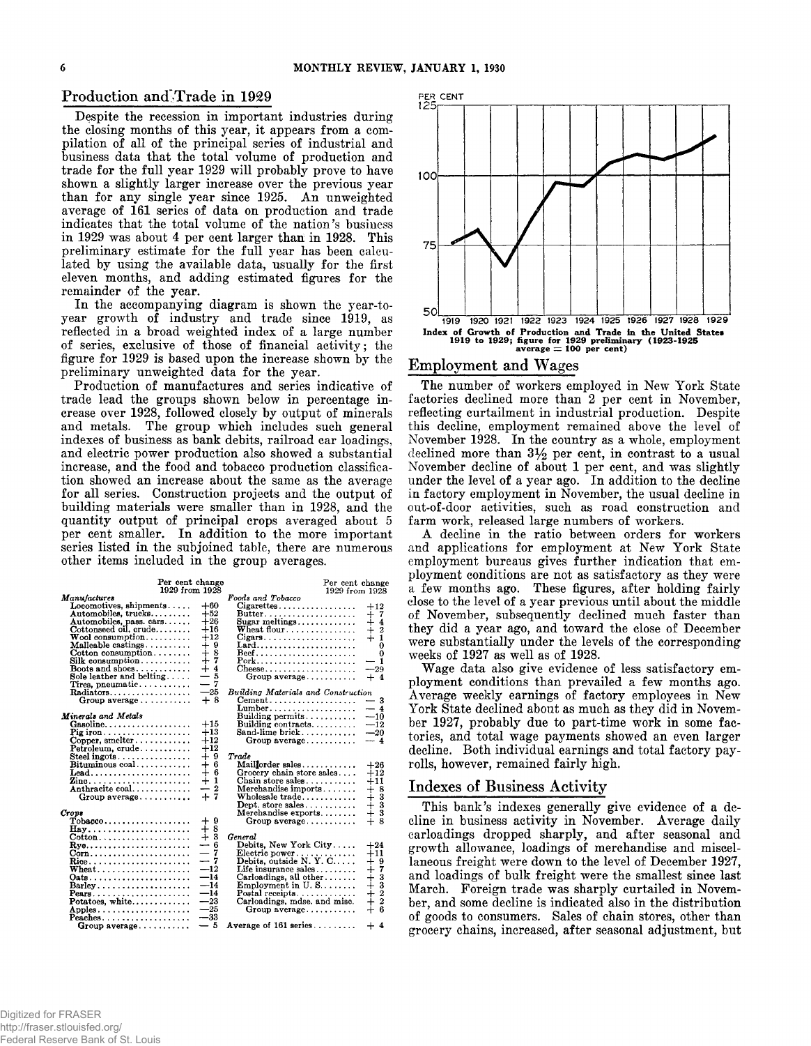## Production and Trade in 1929

Despite the recession in important industries during the closing months of this year, it appears from a compilation of all of the principal series of industrial and business data that the total volume of production and trade for the full year 1929 will probably prove to have shown a slightly larger increase over the previous year than for any single year since 1925. An unweighted average of 161 series of data on production and trade indicates that the total volume of the nation's business in 1929 was about 4 per cent larger than in 1928. This preliminary estimate for the full year has been calculated by using the available data, usually for the first eleven months, and adding estimated figures for the remainder of the year.

In the accompanying diagram is shown the year-to-year growth of industry and trade since 1919, as reflected in a broad weighted index of a large number of series, exclusive of those of financial activity; the figure for 1929 is based upon the increase shown by the preliminary unweighted data for the year.

Production of manufactures and series indicative of trade lead the groups shown below in percentage increase over 1928, followed closely by output of minerals and metals. The group which includes such general indexes of business as bank debits, railroad car loadings, and electric power production also showed a substantial increase, and the food and tobacco production classification showed an increase about the same as the average for all series. Construction projects and the output of building materials were smaller than in 1928, and the quantity output of principal crops averaged about 5 per cent smaller. In addition to the more important series listed in the subjoined table, there are numerous other items included in the group averages.

| | Per cent change 1929 from 1928 |
|---|---|
| ***Manufactures*** | |
| Locomotives, shipments | +60 |
| Automobiles, trucks | +52 |
| Automobiles, pass. cars | +26 |
| Cottonseed oil, crude | +16 |
| Wool consumption | +12 |
| Malleable castings | + 9 |
| Cotton consumption | + 8 |
| Silk consumption | + 7 |
| Boots and shoes | + 4 |
| Sole leather and belting | — 5 |
| Tires, pneumatic | — 7 |
| Radiators | —25 |
| Group average | + 8 |
| ***Minerals and Metals*** | |
| Gasoline | +15 |
| Pig iron | +13 |
| Copper, smelter | +12 |
| Petroleum, crude | +12 |
| Steel ingots | + 9 |
| Bituminous coal | + 6 |
| Lead | + 6 |
| Zinc | + 1 |
| Anthracite coal | — 2 |
| Group average | + 7 |
| ***Crops*** | |
| Tobacco | + 9 |
| Hay | + 8 |
| Cotton | + 3 |
| Rye | — 6 |
| Corn | — 7 |
| Rice | — 7 |
| Wheat | —12 |
| Oats | —14 |
| Barley | —14 |
| Pears | —14 |
| Potatoes, white | —23 |
| Apples | —25 |
| Peaches | —33 |
| Group average | — 5 |
| ***Foods and Tobacco*** | |
| Cigarettes | +12 |
| Butter | + 7 |
| Sugar meltings | + 4 |
| Wheat flour | + 2 |
| Cigars | + 1 |
| Lard | 0 |
| Beef | 0 |
| Pork | — 1 |
| Cheese | —29 |
| Group average | + 4 |
| ***Building Materials and Construction*** | |
| Cement | — 3 |
| Lumber | — 4 |
| Building permits | —10 |
| Building contracts | —12 |
| Sand-lime brick | —20 |
| Group average | — 4 |
| ***Trade*** | |
| Mail order sales | +26 |
| Grocery chain store sales | +12 |
| Chain store sales | +11 |
| Merchandise imports | + 8 |
| Wholesale trade | + 3 |
| Dept. store sales | + 3 |
| Merchandise exports | + 3 |
| Group average | + 8 |
| ***General*** | |
| Debits, New York City | +24 |
| Electric power | +11 |
| Debits, outside N. Y. C. | + 9 |
| Life insurance sales | + 7 |
| Carloadings, all other | + 3 |
| Employment in U. S. | + 3 |
| Postal receipts | + 2 |
| Carloadings, mdse. and misc. | + 2 |
| Group average | + 6 |
| Average of 161 series | + 4 |

**Index of Growth of Production and Trade in the United States 1919 to 1929; figure for 1929 preliminary (1923-1925 average = 100 per cent)**

## Employment and Wages

The number of workers employed in New York State factories declined more than 2 per cent in November, reflecting curtailment in industrial production. Despite this decline, employment remained above the level of November 1928. In the country as a whole, employment declined more than 3½ per cent, in contrast to a usual November decline of about 1 per cent, and was slightly under the level of a year ago. In addition to the decline in factory employment in November, the usual decline in out-of-door activities, such as road construction and farm work, released large numbers of workers.

A decline in the ratio between orders for workers and applications for employment at New York State employment bureaus gives further indication that employment conditions are not as satisfactory as they were a few months ago. These figures, after holding fairly close to the level of a year previous until about the middle of November, subsequently declined much faster than they did a year ago, and toward the close of December were substantially under the levels of the corresponding weeks of 1927 as well as of 1928.

Wage data also give evidence of less satisfactory employment conditions than prevailed a few months ago. Average weekly earnings of factory employees in New York State declined about as much as they did in November 1927, probably due to part-time work in some factories, and total wage payments showed an even larger decline. Both individual earnings and total factory payrolls, however, remained fairly high.

## Indexes of Business Activity

This bank's indexes generally give evidence of a decline in business activity in November. Average daily carloadings dropped sharply, and after seasonal and growth allowance, loadings of merchandise and miscellaneous freight were down to the level of December 1927, and loadings of bulk freight were the smallest since last March. Foreign trade was sharply curtailed in November, and some decline is indicated also in the distribution of goods to consumers. Sales of chain stores, other than grocery chains, increased, after seasonal adjustment, but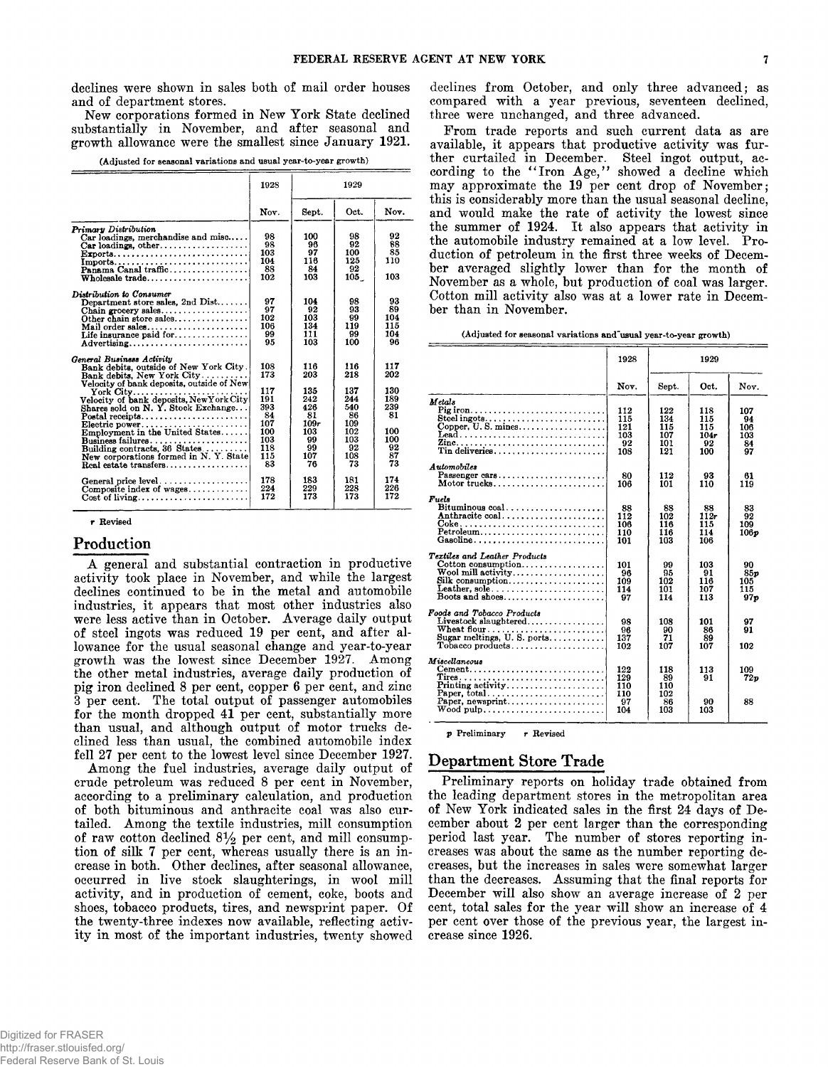declines were shown in sales both of mail order houses and of department stores.

New corporations formed in New York State declined substantially in November, and after seasonal and growth allowance were the smallest since January 1921.

(Adjusted for seasonal variations and usual year-to-year growth)

| | 1928 | 1929 | | |
|---|---|---|---|---|
| | Nov. | Sept. | Oct. | Nov. |
| *Primary Distribution* | | | | |
| Car loadings, merchandise and misc..... | 98 | 100 | 98 | 92 |
| Car loadings, other | 98 | 96 | 92 | 88 |
| Exports | 103 | 97 | 100 | 85 |
| Imports | 104 | 116 | 125 | 110 |
| Panama Canal traffic | 88 | 84 | 92 | |
| Wholesale trade | 102 | 103 | 105 | 103 |
| *Distribution to Consumer* | | | | |
| Department store sales, 2nd Dist | 97 | 104 | 98 | 93 |
| Chain grocery sales | 97 | 92 | 93 | 89 |
| Other chain store sales | 102 | 103 | 99 | 104 |
| Mail order sales | 106 | 134 | 119 | 115 |
| Life insurance paid for | 99 | 111 | 99 | 104 |
| Advertising | 95 | 103 | 100 | 96 |
| *General Business Activity* | | | | |
| Bank debits, outside of New York City | 108 | 116 | 116 | 117 |
| Bank debits, New York City | 173 | 203 | 218 | 202 |
| Velocity of bank deposits, outside of New York City | 117 | 135 | 137 | 130 |
| Velocity of bank deposits, New York City | 191 | 242 | 244 | 189 |
| Shares sold on N. Y. Stock Exchange | 393 | 426 | 540 | 239 |
| Postal receipts | 84 | 81 | 86 | 81 |
| Electric power | 107 | 109r | 109 | |
| Employment in the United States | 100 | 103 | 102 | 100 |
| Business failures | 103 | 99 | 103 | 100 |
| Building contracts, 36 States | 118 | 99 | 92 | 92 |
| New corporations formed in N. Y. State | 115 | 107 | 108 | 87 |
| Real estate transfers | 83 | 76 | 73 | 73 |
| General price level | 178 | 183 | 181 | 174 |
| Composite index of wages | 224 | 229 | 228 | 226 |
| Cost of living | 172 | 173 | 173 | 172 |

r Revised

## Production

A general and substantial contraction in productive activity took place in November, and while the largest declines continued to be in the metal and automobile industries, it appears that most other industries also were less active than in October. Average daily output of steel ingots was reduced 19 per cent, and after allowance for the usual seasonal change and year-to-year growth was the lowest since December 1927. Among the other metal industries, average daily production of pig iron declined 8 per cent, copper 6 per cent, and zinc 3 per cent. The total output of passenger automobiles for the month dropped 41 per cent, substantially more than usual, and although output of motor trucks declined less than usual, the combined automobile index fell 27 per cent to the lowest level since December 1927.

Among the fuel industries, average daily output of crude petroleum was reduced 8 per cent in November, according to a preliminary calculation, and production of both bituminous and anthracite coal was also curtailed. Among the textile industries, mill consumption of raw cotton declined 8½ per cent, and mill consumption of silk 7 per cent, whereas usually there is an increase in both. Other declines, after seasonal allowance, occurred in live stock slaughterings, in wool mill activity, and in production of cement, coke, boots and shoes, tobacco products, tires, and newsprint paper. Of the twenty-three indexes now available, reflecting activity in most of the important industries, twenty showed declines from October, and only three advanced; as compared with a year previous, seventeen declined, three were unchanged, and three advanced.

From trade reports and such current data as are available, it appears that productive activity was further curtailed in December. Steel ingot output, according to the "Iron Age," showed a decline which may approximate the 19 per cent drop of November; this is considerably more than the usual seasonal decline, and would make the rate of activity the lowest since the summer of 1924. It also appears that activity in the automobile industry remained at a low level. Production of petroleum in the first three weeks of December averaged slightly lower than for the month of November as a whole, but production of coal was larger. Cotton mill activity also was at a lower rate in December than in November.

(Adjusted for seasonal variations and usual year-to-year growth)

| | 1928 | 1929 | | |
|---|---|---|---|---|
| | Nov. | Sept. | Oct. | Nov. |
| *Metals* | | | | |
| Pig iron | 112 | 122 | 118 | 107 |
| Steel ingots | 115 | 134 | 115 | 94 |
| Copper, U. S. mines | 121 | 115 | 115 | 106 |
| Lead | 103 | 107 | 104r | 103 |
| Zinc | 92 | 101 | 92 | 84 |
| Tin deliveries | 108 | 121 | 100 | 97 |
| *Automobiles* | | | | |
| Passenger cars | 80 | 112 | 93 | 61 |
| Motor trucks | 106 | 101 | 110 | 119 |
| *Fuels* | | | | |
| Bituminous coal | 88 | 88 | 88 | 83 |
| Anthracite coal | 112 | 102 | 112r | 92 |
| Coke | 106 | 116 | 115 | 109 |
| Petroleum | 110 | 116 | 114 | 106p |
| Gasoline | 101 | 103 | 106 | |
| *Textiles and Leather Products* | | | | |
| Cotton consumption | 101 | 99 | 103 | 90 |
| Wool mill activity | 96 | 95 | 91 | 85p |
| Silk consumption | 109 | 102 | 116 | 105 |
| Leather, sole | 114 | 101 | 107 | 115 |
| Boots and shoes | 97 | 114 | 113 | 97p |
| *Foods and Tobacco Products* | | | | |
| Livestock slaughtered | 98 | 108 | 101 | 97 |
| Wheat flour | 96 | 90 | 86 | 91 |
| Sugar meltings, U. S. ports | 137 | 71 | 89 | |
| Tobacco products | 102 | 107 | 107 | 102 |
| *Miscellaneous* | | | | |
| Cement | 122 | 118 | 113 | 109 |
| Tires | 129 | 89 | 91 | 72p |
| Printing activity | 110 | 110 | | |
| Paper, total | 110 | 102 | | |
| Paper, newsprint | 97 | 86 | 90 | 88 |
| Wood pulp | 104 | 103 | 103 | |

p Preliminary r Revised

## Department Store Trade

Preliminary reports on holiday trade obtained from the leading department stores in the metropolitan area of New York indicated sales in the first 24 days of December about 2 per cent larger than the corresponding period last year. The number of stores reporting increases was about the same as the number reporting decreases, but the increases in sales were somewhat larger than the decreases. Assuming that the final reports for December will also show an average increase of 2 per cent, total sales for the year will show an increase of 4 per cent over those of the previous year, the largest increase since 1926.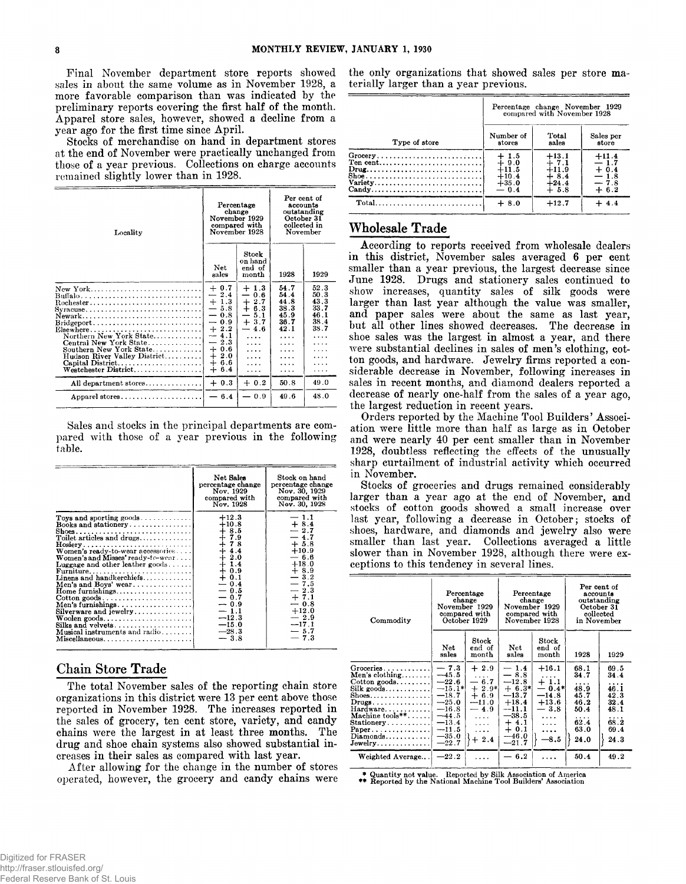Final November department store reports showed sales in about the same volume as in November 1928, a more favorable comparison than was indicated by the preliminary reports covering the first half of the month. Apparel store sales, however, showed a decline from a year ago for the first time since April.

Stocks of merchandise on hand in department stores at the end of November were practically unchanged from those of a year previous. Collections on charge accounts remained slightly lower than in 1928.

| Locality | Percentage change November 1929 compared with November 1928 | | Per cent of accounts outstanding October 31 collected in November | |
|---|---|---|---|---|
| | Net sales | Stock on hand end of month | 1928 | 1929 |
| New York | + 0.7 | + 1.3 | 54.7 | 52.3 |
| Buffalo | — 2.4 | — 0.6 | 54.4 | 50.3 |
| Rochester | + 1.3 | + 2.7 | 44.8 | 43.3 |
| Syracuse | — 5.8 | + 6.3 | 38.3 | 33.7 |
| Newark | — 0.8 | — 5.1 | 45.9 | 46.1 |
| Bridgeport | — 0.9 | + 3.7 | 36.7 | 38.4 |
| Elsewhere | + 2.2 | — 4.6 | 42.1 | 38.7 |
| Northern New York State | — 4.1 | .... | .... | .... |
| Central New York State | — 2.3 | .... | .... | .... |
| Southern New York State | + 0.6 | .... | .... | .... |
| Hudson River Valley District | + 2.0 | .... | .... | .... |
| Capital District | + 6.6 | .... | .... | .... |
| Westchester District | + 6.4 | .... | .... | .... |
| All department stores | + 0.3 | + 0.2 | 50.8 | 49.0 |
| Apparel stores | — 6.4 | — 0.9 | 49.6 | 48.0 |

Sales and stocks in the principal departments are compared with those of a year previous in the following table.

| | Net Sales percentage change Nov. 1929 compared with Nov. 1928 | Stock on hand percentage change Nov. 30, 1929 compared with Nov. 30, 1928 |
|---|---|---|
| Toys and sporting goods | +12.3 | — 1.1 |
| Books and stationery | +10.8 | + 8.4 |
| Shoes | + 8.5 | — 2.7 |
| Toilet articles and drugs | + 7.9 | — 4.7 |
| Hosiery | + 7.8 | + 5.8 |
| Women's ready-to-wear accessories | + 4.4 | +10.9 |
| Women's and Misses' ready-to-wear | + 2.0 | — 6.6 |
| Luggage and other leather goods | + 1.4 | +18.0 |
| Furniture | + 0.9 | + 8.9 |
| Linens and handkerchiefs | + 0.1 | — 3.2 |
| Men's and Boys' wear | — 0.4 | — 7.5 |
| Home furnishings | — 0.5 | — 2.3 |
| Cotton goods | — 0.7 | + 7.1 |
| Men's furnishings | — 0.9 | — 0.8 |
| Silverware and jewelry | — 1.1 | +12.0 |
| Woolen goods | —12.3 | — 2.9 |
| Silks and velvets | —15.0 | —17.1 |
| Musical instruments and radio | —28.3 | — 5.7 |
| Miscellaneous | — 3.8 | — 7.3 |

## Chain Store Trade

The total November sales of the reporting chain store organizations in this district were 13 per cent above those reported in November 1928. The increases reported in the sales of grocery, ten cent store, variety, and candy chains were the largest in at least three months. The drug and shoe chain systems also showed substantial increases in their sales as compared with last year.

After allowing for the change in the number of stores operated, however, the grocery and candy chains were the only organizations that showed sales per store materially larger than a year previous.

| Type of store | Percentage change November 1929 compared with November 1928 | | |
|---|---|---|---|
| | Number of stores | Total sales | Sales per store |
| Grocery | + 1.5 | +13.1 | +11.4 |
| Ten cent | + 9.0 | + 7.1 | — 1.7 |
| Drug | +11.5 | +11.9 | + 0.4 |
| Shoe | +10.4 | + 8.4 | — 1.8 |
| Variety | +35.0 | +24.4 | — 7.8 |
| Candy | — 0.4 | + 5.8 | + 6.2 |
| Total | + 8.0 | +12.7 | + 4.4 |

## Wholesale Trade

According to reports received from wholesale dealers in this district, November sales averaged 6 per cent smaller than a year previous, the largest decrease since June 1928. Drugs and stationery sales continued to show increases, quantity sales of silk goods were larger than last year although the value was smaller, and paper sales were about the same as last year, but all other lines showed decreases. The decrease in shoe sales was the largest in almost a year, and there were substantial declines in sales of men's clothing, cotton goods, and hardware. Jewelry firms reported a considerable decrease in November, following increases in sales in recent months, and diamond dealers reported a decrease of nearly one-half from the sales of a year ago, the largest reduction in recent years.

Orders reported by the Machine Tool Builders' Association were little more than half as large as in October and were nearly 40 per cent smaller than in November 1928, doubtless reflecting the effects of the unusually sharp curtailment of industrial activity which occurred in November.

Stocks of groceries and drugs remained considerably larger than a year ago at the end of November, and stocks of cotton goods showed a small increase over last year, following a decrease in October; stocks of shoes, hardware, and diamonds and jewelry also were smaller than last year. Collections averaged a little slower than in November 1928, although there were exceptions to this tendency in several lines.

| Commodity | Percentage change November 1929 compared with October 1929 | | Percentage change November 1929 compared with November 1928 | | Per cent of accounts outstanding October 31 collected in November | |
|---|---|---|---|---|---|---|
| | Net sales | Stock end of month | Net sales | Stock end of month | 1928 | 1929 |
| Groceries | — 7.3 | + 2.9 | — 1.4 | +16.1 | 68.1 | 69.5 |
| Men's clothing | —45.5 | .... | — 8.8 | .... | 34.7 | 34.4 |
| Cotton goods | —22.6 | — 6.7 | —12.8 | + 1.1 | .... | .... |
| Silk goods | —15.1* | + 2.9* | + 6.3* | — 0.4* | 48.9 | 46.1 |
| Shoes | —18.7 | + 6.9 | —13.7 | —14.8 | 45.7 | 42.3 |
| Drugs | —25.0 | —11.0 | +18.4 | +13.6 | 46.2 | 32.4 |
| Hardware | —16.8 | — 4.9 | —11.1 | — 3.8 | 50.4 | 48.1 |
| Machine tools** | —44.5 | .... | —38.5 | .... | .... | .... |
| Stationery | —13.4 | .... | + 4.1 | .... | 62.4 | 68.2 |
| Paper | —11.5 | .... | + 0.1 | .... | 63.0 | 69.4 |
| Diamonds | —35.0 | + 2.4 | —46.0 | —8.5 | 24.0 | 24.3 |
| Jewelry | —22.7 | | —21.7 | | | |
| Weighted Average | —22.2 | .... | — 6.2 | .... | 50.4 | 49.2 |

\* Quantity not value. Reported by Silk Association of America
\** Reported by the National Machine Tool Builders' Association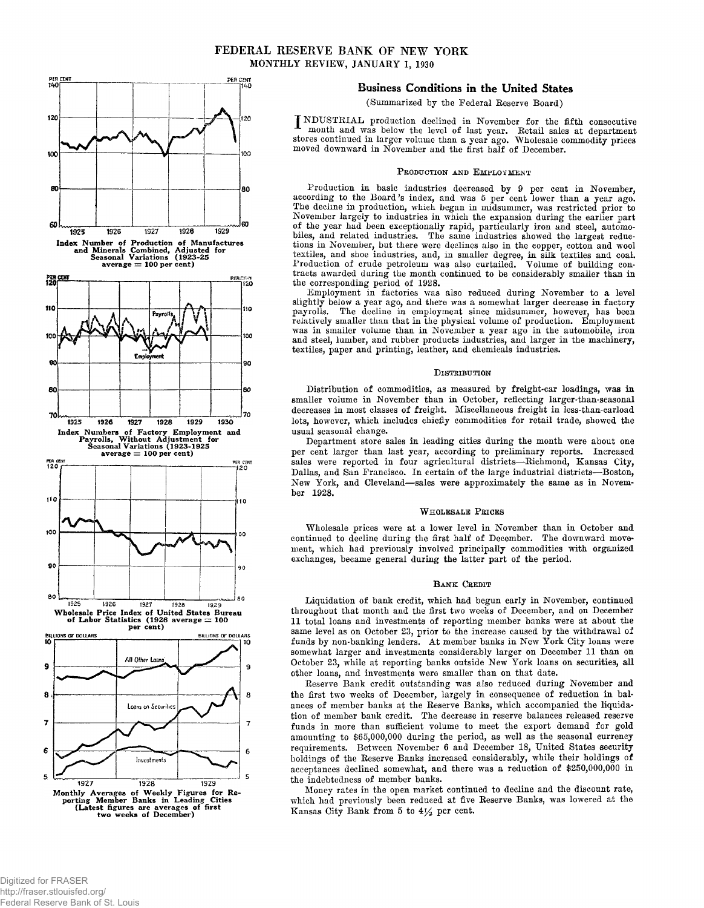FEDERAL RESERVE BANK OF NEW YORK

MONTHLY REVIEW, JANUARY 1, 1930

PER CENT 140 120 100 80 60 PER CENT 140 120 100 80 60

1925 1926 1927 1928 1929

Index Number of Production of Manufactures and Minerals Combined, Adjusted for Seasonal Variations (1923-25 average = 100 per cent)

PER CENT 120 110 100 90 80 70 PER CENT 120 110 100 90 80 70

Payrolls

Employment

1925 1926 1927 1928 1929 1930

Index Numbers of Factory Employment and Payrolls, Without Adjustment for Seasonal Variations (1923-1925 average = 100 per cent)

PER CENT 120 110 100 90 80 PER CENT 120 110 100 90 80

1925 1926 1927 1928 1929

Wholesale Price Index of United States Bureau of Labor Statistics (1926 average = 100 per cent)

BILLIONS OF DOLLARS 10 9 8 7 6 5 BILLIONS OF DOLLARS 10 9 8 7 6 5

All Other Loans

Loans on Securities

Investments

1927 1928 1929

Monthly Averages of Weekly Figures for Reporting Member Banks in Leading Cities (Latest figures are averages of first two weeks of December)

## Business Conditions in the United States

(Summarized by the Federal Reserve Board)

INDUSTRIAL production declined in November for the fifth consecutive month and was below the level of last year. Retail sales at department stores continued in larger volume than a year ago. Wholesale commodity prices moved downward in November and the first half of December.

### Production and Employment

Production in basic industries decreased by 9 per cent in November, according to the Board's index, and was 5 per cent lower than a year ago. The decline in production, which began in midsummer, was restricted prior to November largely to industries in which the expansion during the earlier part of the year had been exceptionally rapid, particularly iron and steel, automobiles, and related industries. The same industries showed the largest reductions in November, but there were declines also in the copper, cotton and wool textiles, and shoe industries, and, in smaller degree, in silk textiles and coal. Production of crude petroleum was also curtailed. Volume of building contracts awarded during the month continued to be considerably smaller than in the corresponding period of 1928.

Employment in factories was also reduced during November to a level slightly below a year ago, and there was a somewhat larger decrease in factory payrolls. The decline in employment since midsummer, however, has been relatively smaller than that in the physical volume of production. Employment was in smaller volume than in November a year ago in the automobile, iron and steel, lumber, and rubber products industries, and larger in the machinery, textiles, paper and printing, leather, and chemicals industries.

### Distribution

Distribution of commodities, as measured by freight-car loadings, was in smaller volume in November than in October, reflecting larger-than-seasonal decreases in most classes of freight. Miscellaneous freight in less-than-carload lots, however, which includes chiefly commodities for retail trade, showed the usual seasonal change.

Department store sales in leading cities during the month were about one per cent larger than last year, according to preliminary reports. Increased sales were reported in four agricultural districts—Richmond, Kansas City, Dallas, and San Francisco. In certain of the large industrial districts—Boston, New York, and Cleveland—sales were approximately the same as in November 1928.

### Wholesale Prices

Wholesale prices were at a lower level in November than in October and continued to decline during the first half of December. The downward movement, which had previously involved principally commodities with organized exchanges, became general during the latter part of the period.

### Bank Credit

Liquidation of bank credit, which had begun early in November, continued throughout that month and the first two weeks of December, and on December 11 total loans and investments of reporting member banks were at about the same level as on October 23, prior to the increase caused by the withdrawal of funds by non-banking lenders. At member banks in New York City loans were somewhat larger and investments considerably larger on December 11 than on October 23, while at reporting banks outside New York loans on securities, all other loans, and investments were smaller than on that date.

Reserve Bank credit outstanding was also reduced during November and the first two weeks of December, largely in consequence of reduction in balances of member banks at the Reserve Banks, which accompanied the liquidation of member bank credit. The decrease in reserve balances released reserve funds in more than sufficient volume to meet the export demand for gold amounting to $65,000,000 during the period, as well as the seasonal currency requirements. Between November 6 and December 18, United States security holdings of the Reserve Banks increased considerably, while their holdings of acceptances declined somewhat, and there was a reduction of $250,000,000 in the indebtedness of member banks.

Money rates in the open market continued to decline and the discount rate, which had previously been reduced at five Reserve Banks, was lowered at the Kansas City Bank from 5 to 4½ per cent.